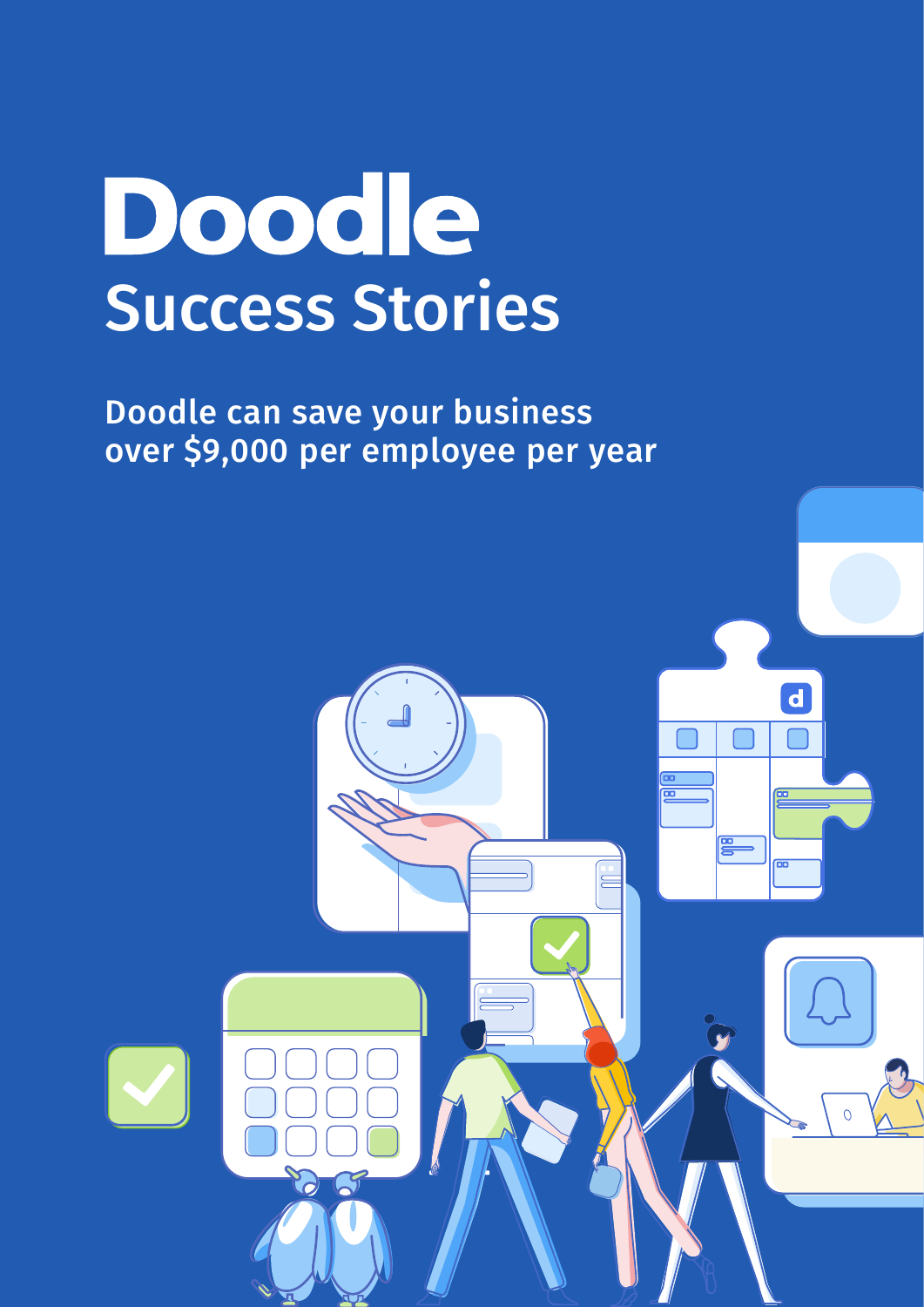# Doodle

## Success Stories

Doodle can save your business over $9,000 per employee per year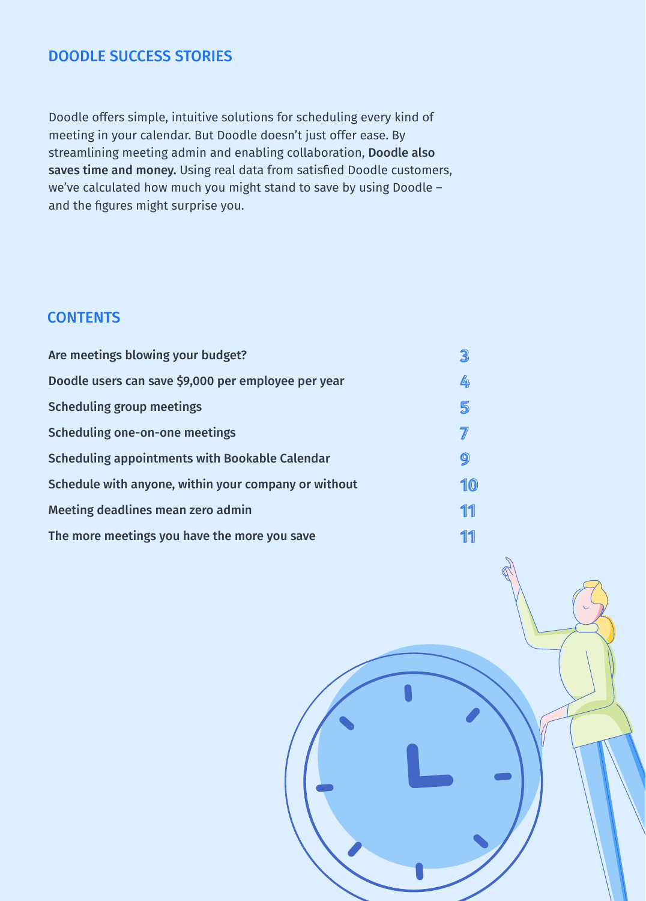## DOODLE SUCCESS STORIES

Doodle offers simple, intuitive solutions for scheduling every kind of meeting in your calendar. But Doodle doesn't just offer ease. By streamlining meeting admin and enabling collaboration, **Doodle also saves time and money.** Using real data from satisfied Doodle customers, we've calculated how much you might stand to save by using Doodle – and the figures might surprise you.

## CONTENTS

| | |
|---|---|
| **Are meetings blowing your budget?** | 3 |
| **Doodle users can save $9,000 per employee per year** | 4 |
| **Scheduling group meetings** | 5 |
| **Scheduling one-on-one meetings** | 7 |
| **Scheduling appointments with Bookable Calendar** | 9 |
| **Schedule with anyone, within your company or without** | 10 |
| **Meeting deadlines mean zero admin** | 11 |
| **The more meetings you have the more you save** | 11 |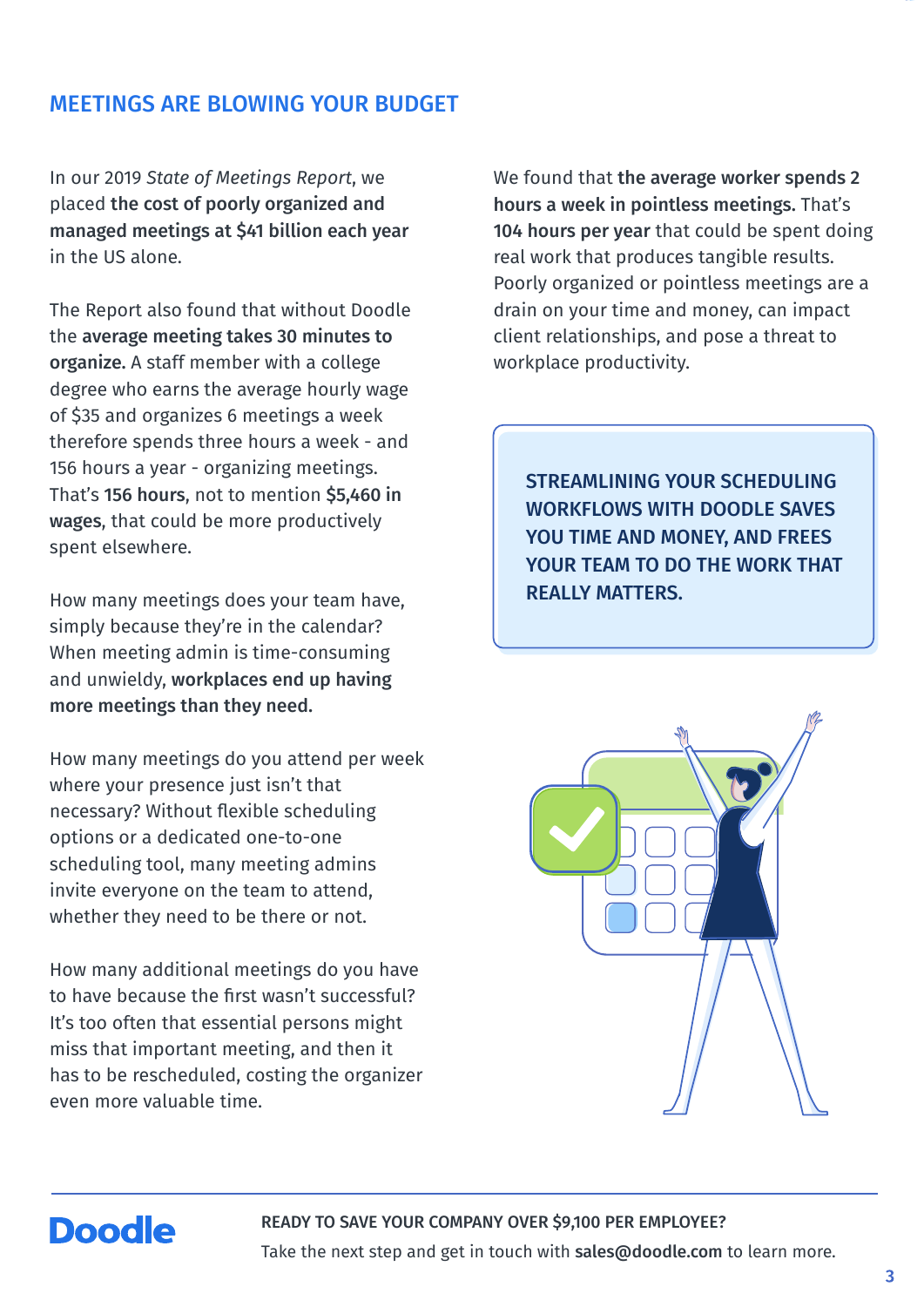## MEETINGS ARE BLOWING YOUR BUDGET

In our 2019 *State of Meetings Report*, we placed **the cost of poorly organized and managed meetings at $41 billion each year** in the US alone.

The Report also found that without Doodle the **average meeting takes 30 minutes to organize.** A staff member with a college degree who earns the average hourly wage of $35 and organizes 6 meetings a week therefore spends three hours a week - and 156 hours a year - organizing meetings. That's **156 hours**, not to mention **$5,460 in wages**, that could be more productively spent elsewhere.

How many meetings does your team have, simply because they're in the calendar? When meeting admin is time-consuming and unwieldy, **workplaces end up having more meetings than they need.**

How many meetings do you attend per week where your presence just isn't that necessary? Without flexible scheduling options or a dedicated one-to-one scheduling tool, many meeting admins invite everyone on the team to attend, whether they need to be there or not.

How many additional meetings do you have to have because the first wasn't successful? It's too often that essential persons might miss that important meeting, and then it has to be rescheduled, costing the organizer even more valuable time.

We found that **the average worker spends 2 hours a week in pointless meetings.** That's **104 hours per year** that could be spent doing real work that produces tangible results. Poorly organized or pointless meetings are a drain on your time and money, can impact client relationships, and pose a threat to workplace productivity.

**STREAMLINING YOUR SCHEDULING WORKFLOWS WITH DOODLE SAVES YOU TIME AND MONEY, AND FREES YOUR TEAM TO DO THE WORK THAT REALLY MATTERS.**

**Doodle**

**READY TO SAVE YOUR COMPANY OVER $9,100 PER EMPLOYEE?**

Take the next step and get in touch with **sales@doodle.com** to learn more.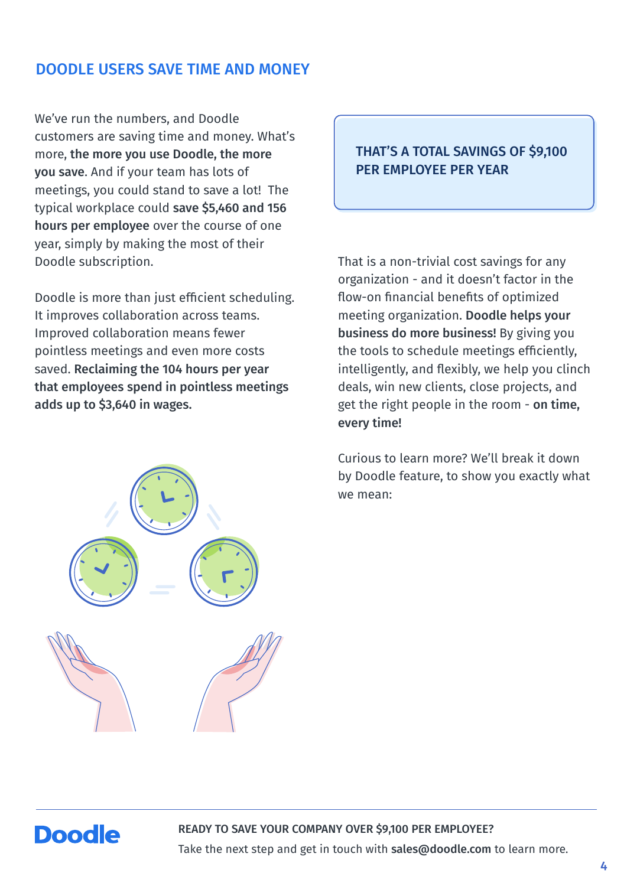## DOODLE USERS SAVE TIME AND MONEY

We've run the numbers, and Doodle customers are saving time and money. What's more, **the more you use Doodle, the more you save**. And if your team has lots of meetings, you could stand to save a lot! The typical workplace could **save $5,460 and 156 hours per employee** over the course of one year, simply by making the most of their Doodle subscription.

Doodle is more than just efficient scheduling. It improves collaboration across teams. Improved collaboration means fewer pointless meetings and even more costs saved. **Reclaiming the 104 hours per year that employees spend in pointless meetings adds up to $3,640 in wages.**

**THAT'S A TOTAL SAVINGS OF $9,100 PER EMPLOYEE PER YEAR**

That is a non-trivial cost savings for any organization - and it doesn't factor in the flow-on financial benefits of optimized meeting organization. **Doodle helps your business do more business!** By giving you the tools to schedule meetings efficiently, intelligently, and flexibly, we help you clinch deals, win new clients, close projects, and get the right people in the room - **on time, every time!**

Curious to learn more? We'll break it down by Doodle feature, to show you exactly what we mean:

**READY TO SAVE YOUR COMPANY OVER $9,100 PER EMPLOYEE?**

Take the next step and get in touch with **sales@doodle.com** to learn more.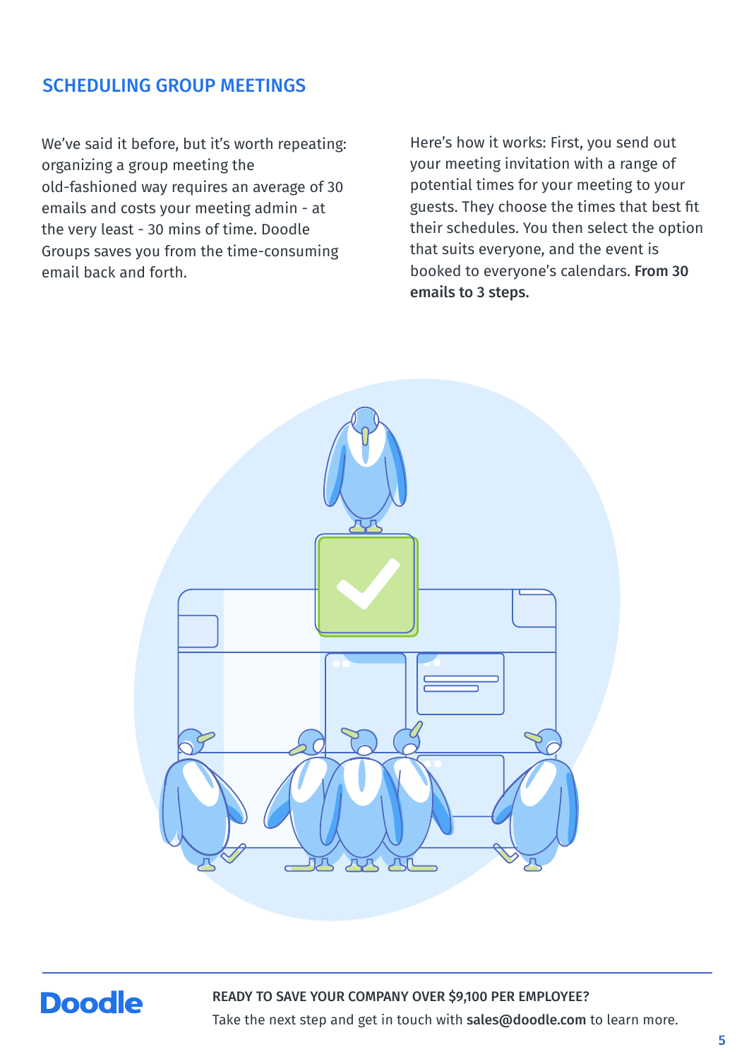## SCHEDULING GROUP MEETINGS

We've said it before, but it's worth repeating: organizing a group meeting the old-fashioned way requires an average of 30 emails and costs your meeting admin - at the very least - 30 mins of time. Doodle Groups saves you from the time-consuming email back and forth.

Here's how it works: First, you send out your meeting invitation with a range of potential times for your meeting to your guests. They choose the times that best fit their schedules. You then select the option that suits everyone, and the event is booked to everyone's calendars. **From 30 emails to 3 steps.**

**Doodle**

**READY TO SAVE YOUR COMPANY OVER $9,100 PER EMPLOYEE?**

Take the next step and get in touch with **sales@doodle.com** to learn more.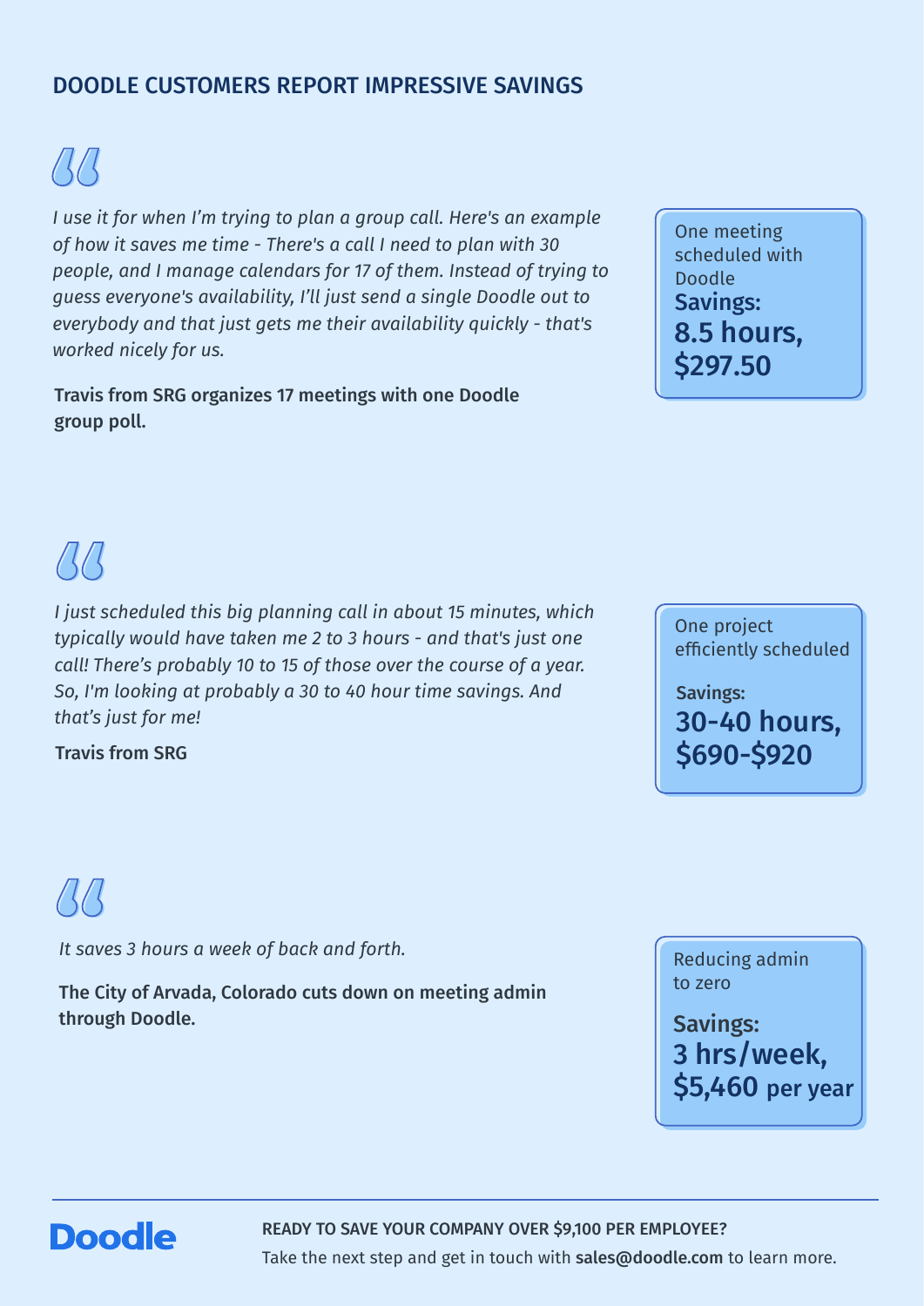## DOODLE CUSTOMERS REPORT IMPRESSIVE SAVINGS

*I use it for when I'm trying to plan a group call. Here's an example of how it saves me time - There's a call I need to plan with 30 people, and I manage calendars for 17 of them. Instead of trying to guess everyone's availability, I'll just send a single Doodle out to everybody and that just gets me their availability quickly - that's worked nicely for us.*

**Travis from SRG organizes 17 meetings with one Doodle group poll.**

> One meeting scheduled with Doodle
> **Savings:**
> **8.5 hours, $297.50**

*I just scheduled this big planning call in about 15 minutes, which typically would have taken me 2 to 3 hours - and that's just one call! There's probably 10 to 15 of those over the course of a year. So, I'm looking at probably a 30 to 40 hour time savings. And that's just for me!*

**Travis from SRG**

> One project efficiently scheduled
> **Savings:**
> **30-40 hours, $690-$920**

*It saves 3 hours a week of back and forth.*

**The City of Arvada, Colorado cuts down on meeting admin through Doodle.**

> Reducing admin to zero
> **Savings:**
> **3 hrs/week, $5,460 per year**

---

**Doodle**

**READY TO SAVE YOUR COMPANY OVER $9,100 PER EMPLOYEE?**

Take the next step and get in touch with **sales@doodle.com** to learn more.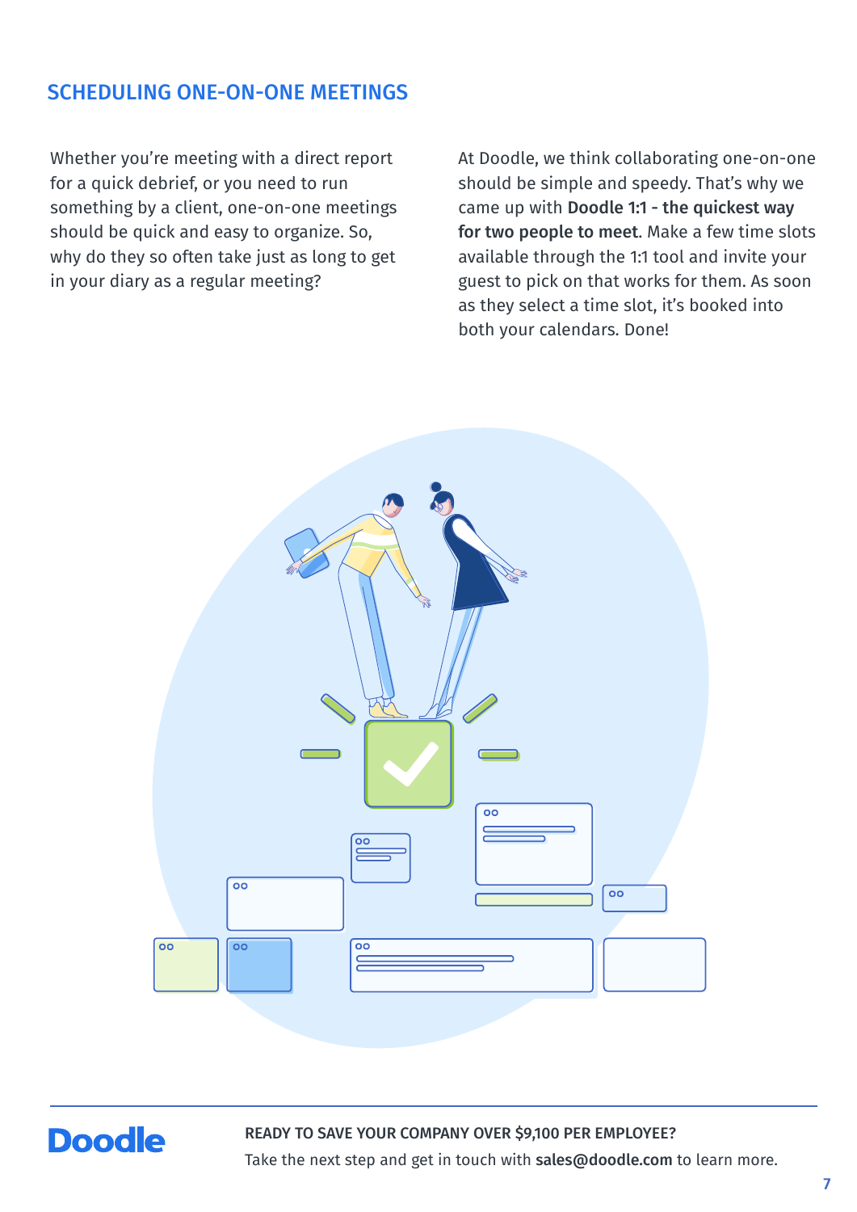## SCHEDULING ONE-ON-ONE MEETINGS

Whether you're meeting with a direct report for a quick debrief, or you need to run something by a client, one-on-one meetings should be quick and easy to organize. So, why do they so often take just as long to get in your diary as a regular meeting?

At Doodle, we think collaborating one-on-one should be simple and speedy. That's why we came up with **Doodle 1:1 - the quickest way for two people to meet**. Make a few time slots available through the 1:1 tool and invite your guest to pick on that works for them. As soon as they select a time slot, it's booked into both your calendars. Done!

**READY TO SAVE YOUR COMPANY OVER $9,100 PER EMPLOYEE?**

Take the next step and get in touch with **sales@doodle.com** to learn more.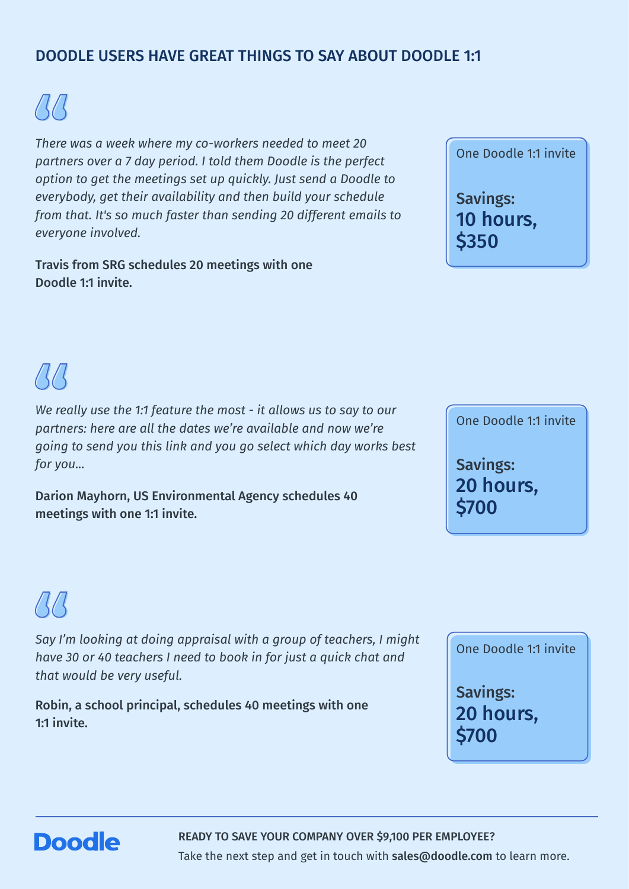## DOODLE USERS HAVE GREAT THINGS TO SAY ABOUT DOODLE 1:1

*There was a week where my co-workers needed to meet 20 partners over a 7 day period. I told them Doodle is the perfect option to get the meetings set up quickly. Just send a Doodle to everybody, get their availability and then build your schedule from that. It's so much faster than sending 20 different emails to everyone involved.*

**Travis from SRG schedules 20 meetings with one Doodle 1:1 invite.**

One Doodle 1:1 invite

**Savings:**
**10 hours, $350**

*We really use the 1:1 feature the most - it allows us to say to our partners: here are all the dates we're available and now we're going to send you this link and you go select which day works best for you...*

**Darion Mayhorn, US Environmental Agency schedules 40 meetings with one 1:1 invite.**

One Doodle 1:1 invite

**Savings:**
**20 hours, $700**

*Say I'm looking at doing appraisal with a group of teachers, I might have 30 or 40 teachers I need to book in for just a quick chat and that would be very useful.*

**Robin, a school principal, schedules 40 meetings with one 1:1 invite.**

One Doodle 1:1 invite

**Savings:**
**20 hours, $700**

---

**Doodle**

**READY TO SAVE YOUR COMPANY OVER $9,100 PER EMPLOYEE?**

Take the next step and get in touch with **sales@doodle.com** to learn more.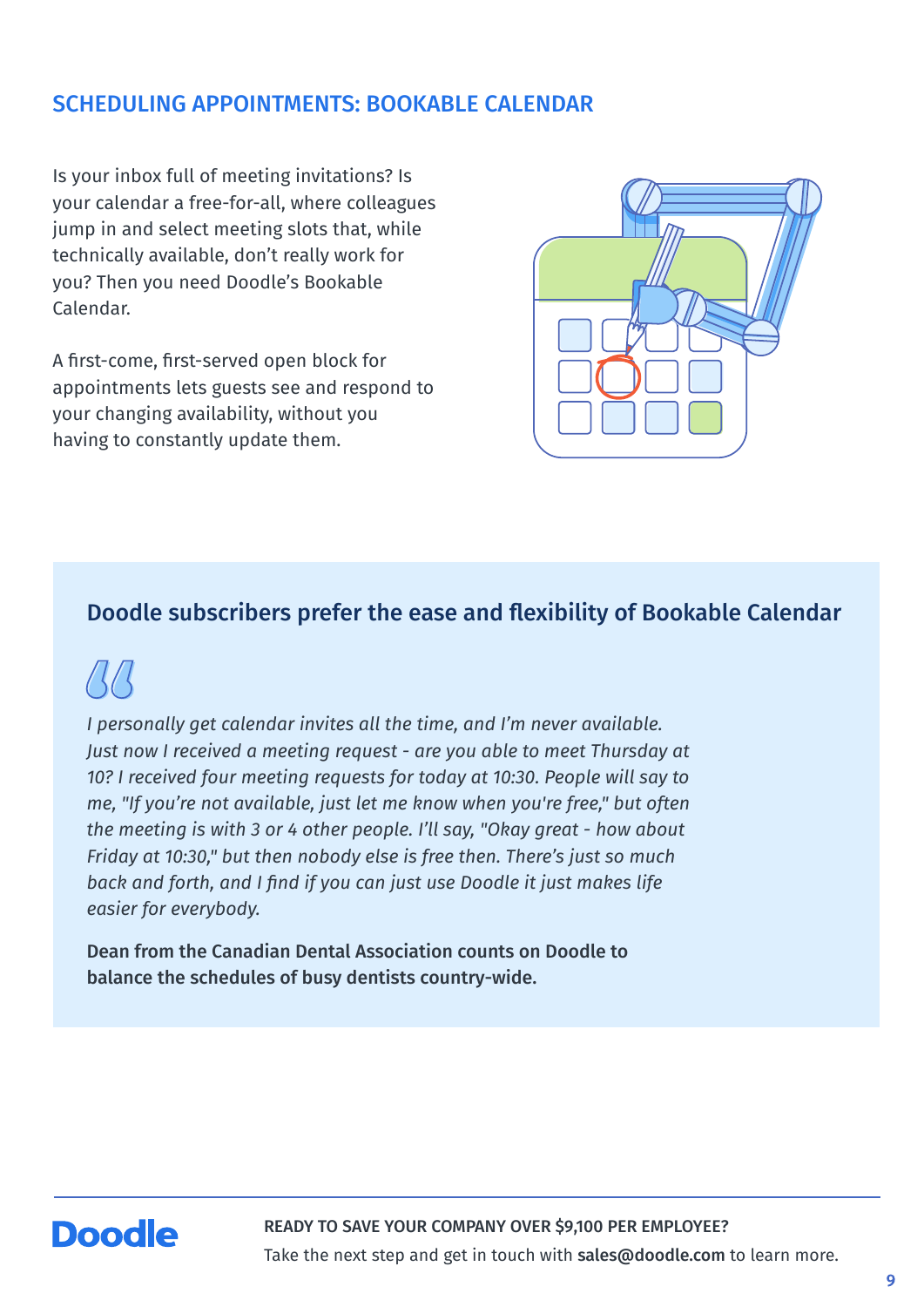## SCHEDULING APPOINTMENTS: BOOKABLE CALENDAR

Is your inbox full of meeting invitations? Is your calendar a free-for-all, where colleagues jump in and select meeting slots that, while technically available, don't really work for you? Then you need Doodle's Bookable Calendar.

A first-come, first-served open block for appointments lets guests see and respond to your changing availability, without you having to constantly update them.

### Doodle subscribers prefer the ease and flexibility of Bookable Calendar

*I personally get calendar invites all the time, and I'm never available. Just now I received a meeting request - are you able to meet Thursday at 10? I received four meeting requests for today at 10:30. People will say to me, "If you're not available, just let me know when you're free," but often the meeting is with 3 or 4 other people. I'll say, "Okay great - how about Friday at 10:30," but then nobody else is free then. There's just so much back and forth, and I find if you can just use Doodle it just makes life easier for everybody.*

**Dean from the Canadian Dental Association counts on Doodle to balance the schedules of busy dentists country-wide.**

**READY TO SAVE YOUR COMPANY OVER $9,100 PER EMPLOYEE?**
Take the next step and get in touch with **sales@doodle.com** to learn more.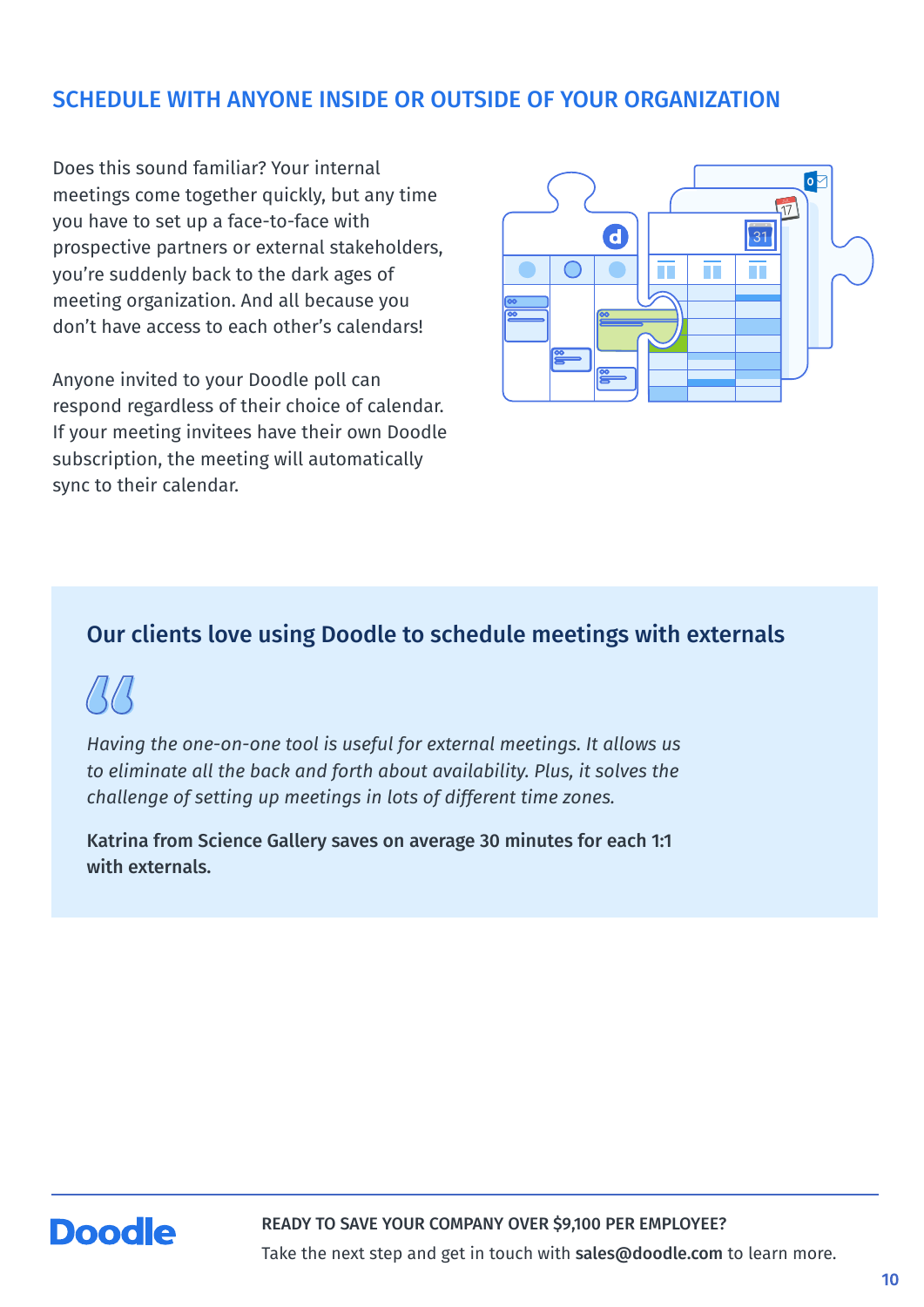## SCHEDULE WITH ANYONE INSIDE OR OUTSIDE OF YOUR ORGANIZATION

Does this sound familiar? Your internal meetings come together quickly, but any time you have to set up a face-to-face with prospective partners or external stakeholders, you're suddenly back to the dark ages of meeting organization. And all because you don't have access to each other's calendars!

Anyone invited to your Doodle poll can respond regardless of their choice of calendar. If your meeting invitees have their own Doodle subscription, the meeting will automatically sync to their calendar.

### Our clients love using Doodle to schedule meetings with externals

*Having the one-on-one tool is useful for external meetings. It allows us to eliminate all the back and forth about availability. Plus, it solves the challenge of setting up meetings in lots of different time zones.*

**Katrina from Science Gallery saves on average 30 minutes for each 1:1 with externals.**

**READY TO SAVE YOUR COMPANY OVER $9,100 PER EMPLOYEE?**
Take the next step and get in touch with **sales@doodle.com** to learn more.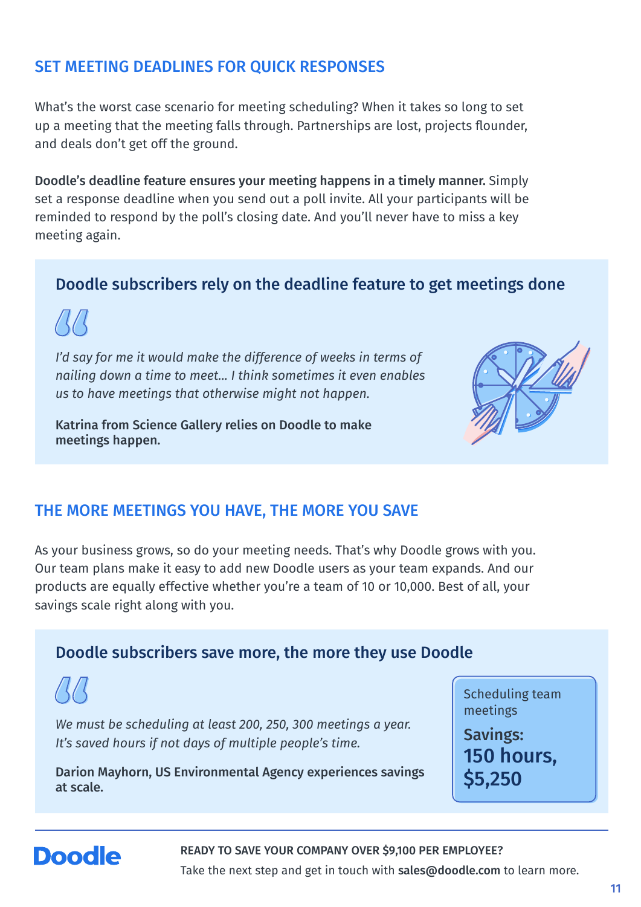## SET MEETING DEADLINES FOR QUICK RESPONSES

What's the worst case scenario for meeting scheduling? When it takes so long to set up a meeting that the meeting falls through. Partnerships are lost, projects flounder, and deals don't get off the ground.

**Doodle's deadline feature ensures your meeting happens in a timely manner.** Simply set a response deadline when you send out a poll invite. All your participants will be reminded to respond by the poll's closing date. And you'll never have to miss a key meeting again.

### Doodle subscribers rely on the deadline feature to get meetings done

> *I'd say for me it would make the difference of weeks in terms of nailing down a time to meet... I think sometimes it even enables us to have meetings that otherwise might not happen.*

**Katrina from Science Gallery relies on Doodle to make meetings happen.**

## THE MORE MEETINGS YOU HAVE, THE MORE YOU SAVE

As your business grows, so do your meeting needs. That's why Doodle grows with you. Our team plans make it easy to add new Doodle users as your team expands. And our products are equally effective whether you're a team of 10 or 10,000. Best of all, your savings scale right along with you.

### Doodle subscribers save more, the more they use Doodle

> *We must be scheduling at least 200, 250, 300 meetings a year. It's saved hours if not days of multiple people's time.*

**Darion Mayhorn, US Environmental Agency experiences savings at scale.**

Scheduling team meetings

**Savings:**
**150 hours, $5,250**

**READY TO SAVE YOUR COMPANY OVER $9,100 PER EMPLOYEE?**
Take the next step and get in touch with **sales@doodle.com** to learn more.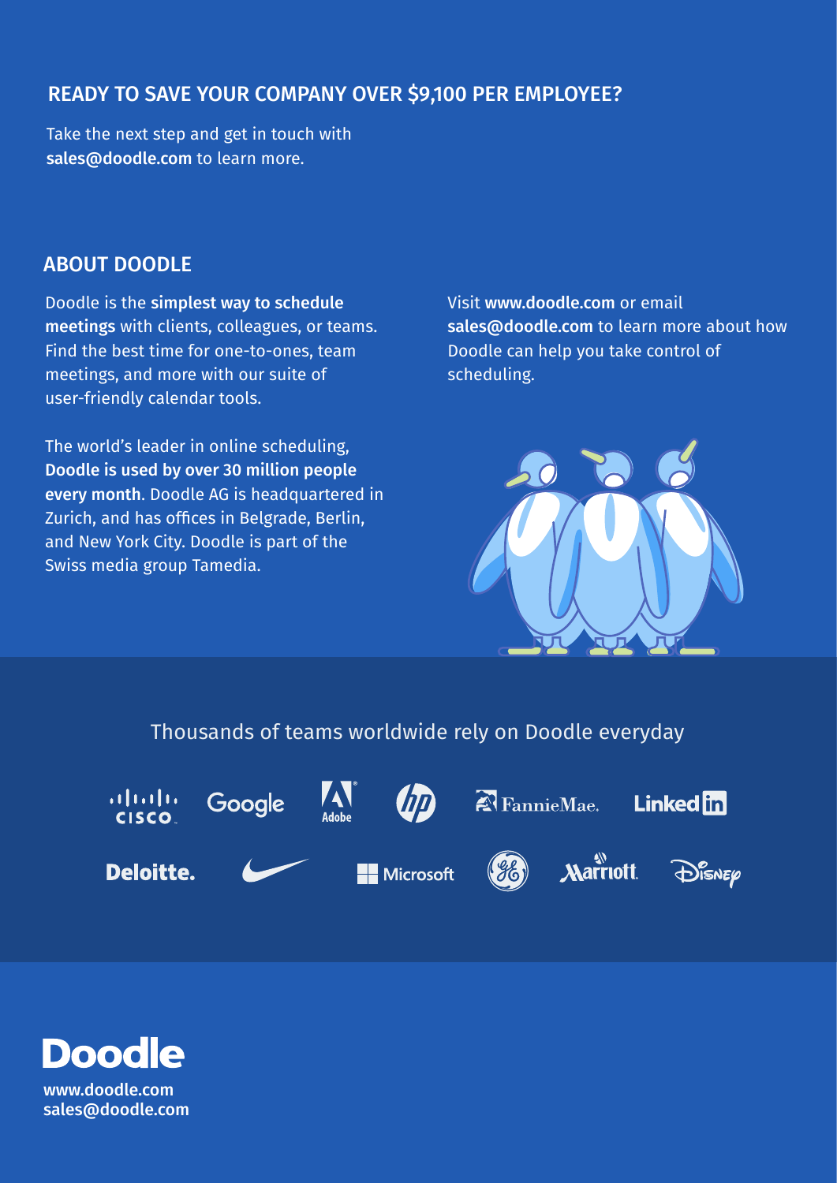## READY TO SAVE YOUR COMPANY OVER $9,100 PER EMPLOYEE?

Take the next step and get in touch with **sales@doodle.com** to learn more.

## ABOUT DOODLE

Doodle is the **simplest way to schedule meetings** with clients, colleagues, or teams. Find the best time for one-to-ones, team meetings, and more with our suite of user-friendly calendar tools.

The world's leader in online scheduling, **Doodle is used by over 30 million people every month**. Doodle AG is headquartered in Zurich, and has offices in Belgrade, Berlin, and New York City. Doodle is part of the Swiss media group Tamedia.

Visit **www.doodle.com** or email **sales@doodle.com** to learn more about how Doodle can help you take control of scheduling.

Thousands of teams worldwide rely on Doodle everyday

Cisco · Google · Adobe · hp · FannieMae · LinkedIn · Deloitte. · Nike · Microsoft · GE · Marriott · Disney

**Doodle**

**www.doodle.com**
**sales@doodle.com**